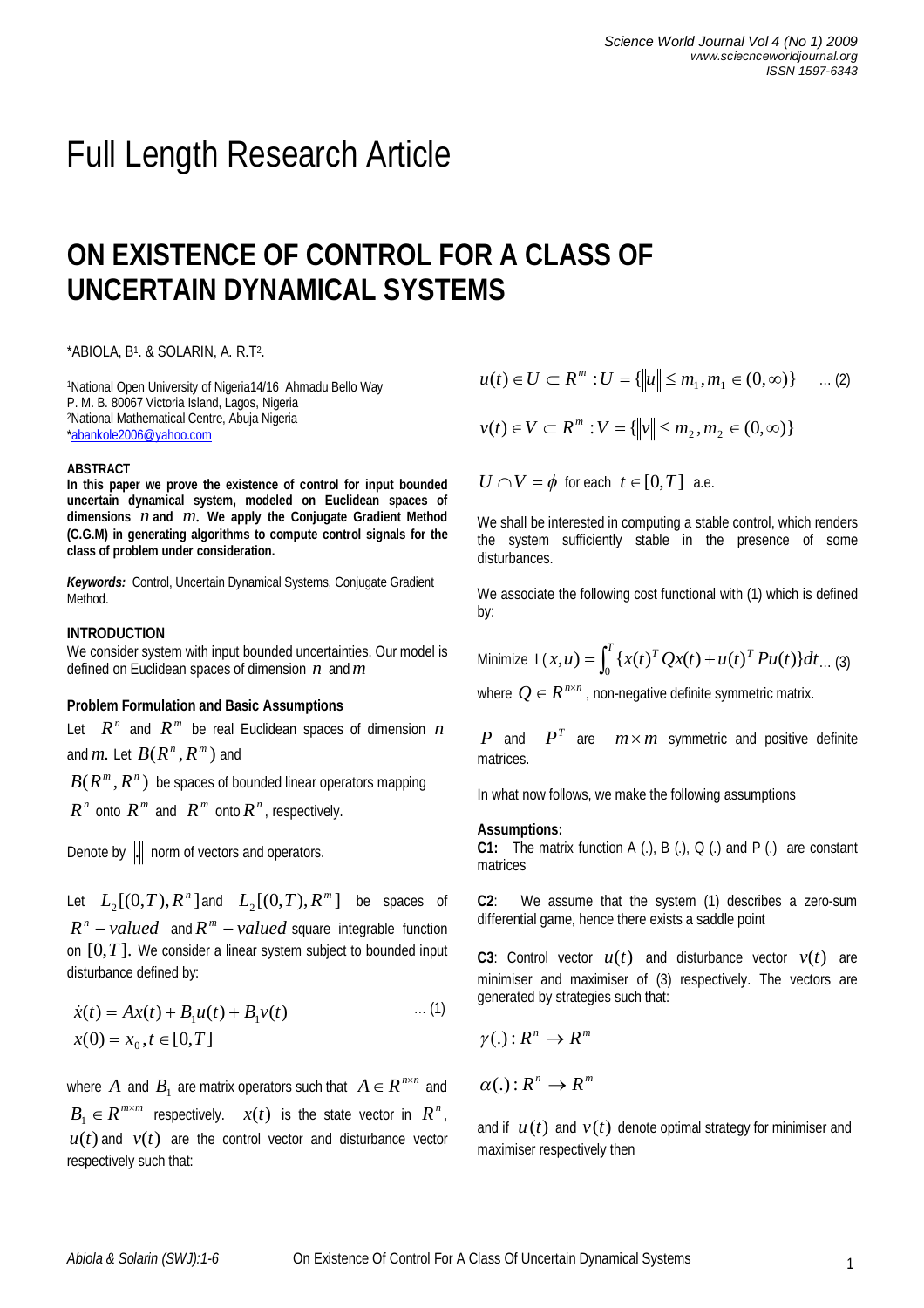Full Length Research Article

# ON EXISTENCE OF CONTROL FOR A CLASS OF UNCERTAIN DYNAMICAL SYSTEMS

*ABIOLA, B[1]. & SOLARIN, A. R.T[2].

[1]National Open University of Nigeria14/16 Ahmadu Bello Way
P. M. B. 80067 Victoria Island, Lagos, Nigeria
[2]National Mathematical Centre, Abuja Nigeria
*abankole2006@yahoo.com

### ABSTRACT

**In this paper we prove the existence of control for input bounded uncertain dynamical system, modeled on Euclidean spaces of dimensions $n$ and $m$. We apply the Conjugate Gradient Method (C.G.M) in generating algorithms to compute control signals for the class of problem under consideration.**

***Keywords:*** Control, Uncertain Dynamical Systems, Conjugate Gradient Method.

### INTRODUCTION

We consider system with input bounded uncertainties. Our model is defined on Euclidean spaces of dimension $n$ and $m$

### Problem Formulation and Basic Assumptions

Let $R^n$ and $R^m$ be real Euclidean spaces of dimension $n$ and $m$. Let $B(R^n, R^m)$ and $B(R^m, R^n)$ be spaces of bounded linear operators mapping $R^n$ onto $R^m$ and $R^m$ onto $R^n$, respectively.

Denote by $\|.\|$ norm of vectors and operators.

Let $L_2[(0,T), R^n]$ and $L_2[(0,T), R^m]$ be spaces of $R^n-valued$ and $R^m-valued$ square integrable function on $[0,T]$. We consider a linear system subject to bounded input disturbance defined by:

$$\dot{x}(t) = Ax(t) + B_1u(t) + B_1v(t) \qquad \ldots (1)$$
$$x(0) = x_0, t \in [0,T]$$

where $A$ and $B_1$ are matrix operators such that $A \in R^{n \times n}$ and $B_1 \in R^{m \times m}$ respectively. $x(t)$ is the state vector in $R^n$, $u(t)$ and $v(t)$ are the control vector and disturbance vector respectively such that:

$$u(t) \in U \subset R^m : U = \{\|u\| \leq m_1, m_1 \in (0,\infty)\} \qquad \ldots (2)$$

$$v(t) \in V \subset R^m : V = \{\|v\| \leq m_2, m_2 \in (0,\infty)\}$$

$U \cap V = \phi$ for each $t \in [0,T]$ a.e.

We shall be interested in computing a stable control, which renders the system sufficiently stable in the presence of some disturbances.

We associate the following cost functional with (1) which is defined by:

$$\text{Minimize } I(x,u) = \int_0^T \{x(t)^T Qx(t) + u(t)^T Pu(t)\}dt \ldots (3)$$

where $Q \in R^{n \times n}$, non-negative definite symmetric matrix.

$P$ and $P^T$ are $m \times m$ symmetric and positive definite matrices.

In what now follows, we make the following assumptions

**Assumptions:**

**C1:** The matrix function A (.), B (.), Q (.) and P (.) are constant matrices

**C2**: We assume that the system (1) describes a zero-sum differential game, hence there exists a saddle point

**C3**: Control vector $u(t)$ and disturbance vector $v(t)$ are minimiser and maximiser of (3) respectively. The vectors are generated by strategies such that:

$$\gamma(.) : R^n \rightarrow R^m$$

$$\alpha(.) : R^n \rightarrow R^m$$

and if $\bar{u}(t)$ and $\bar{v}(t)$ denote optimal strategy for minimiser and maximiser respectively then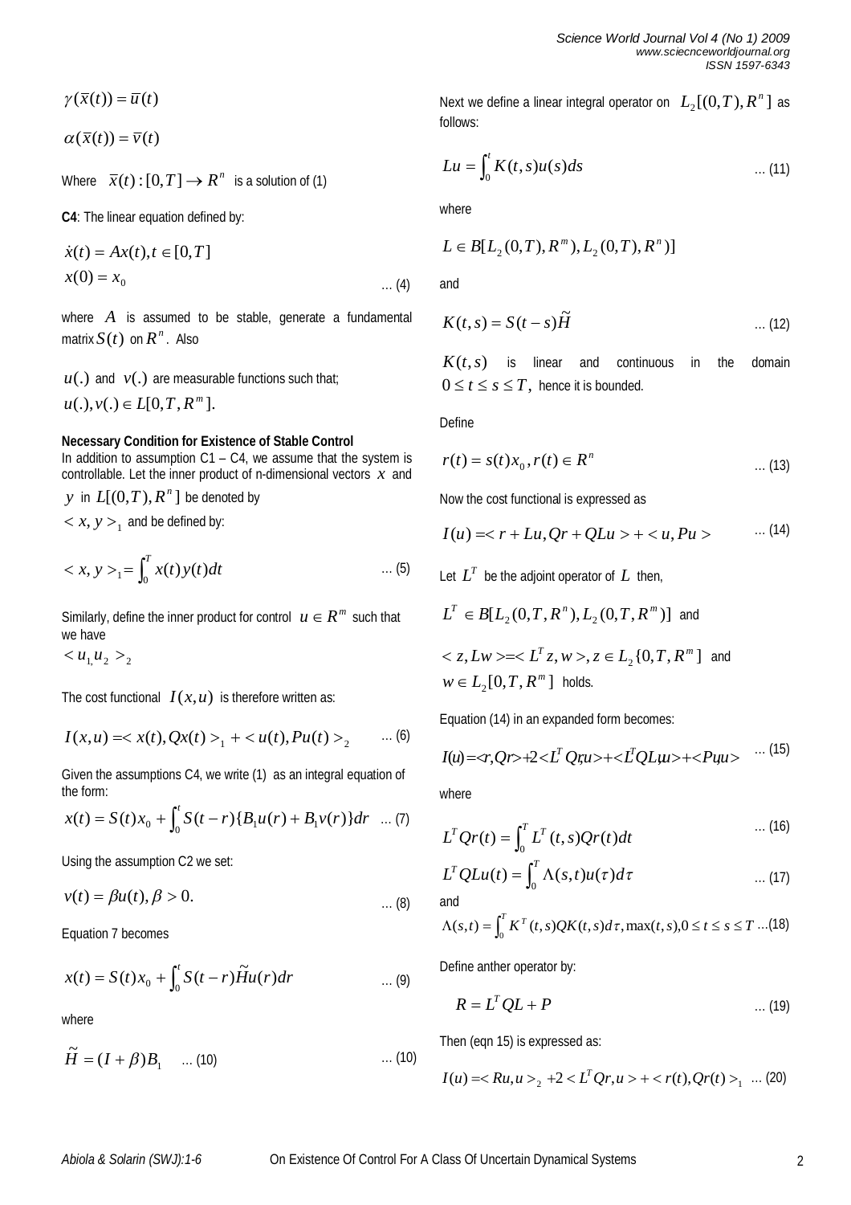$$\gamma(\bar{x}(t)) = \bar{u}(t)$$

$$\alpha(\bar{x}(t)) = \bar{v}(t)$$

Where $\bar{x}(t):[0,T] \rightarrow R^n$ is a solution of (1)

**C4**: The linear equation defined by:

$$\dot{x}(t) = Ax(t), t \in [0,T]$$
$$x(0) = x_0 \qquad \text{… (4)}$$

where $A$ is assumed to be stable, generate a fundamental matrix $S(t)$ on $R^n$. Also

$u(.)$ and $v(.)$ are measurable functions such that; $u(.), v(.) \in L[0,T,R^m]$.

**Necessary Condition for Existence of Stable Control**

In addition to assumption C1 – C4, we assume that the system is controllable. Let the inner product of n-dimensional vectors $x$ and $y$ in $L[(0,T),R^n]$ be denoted by $< x, y >_1$ and be defined by:

$$< x, y >_1 = \int_0^T x(t)y(t)dt \qquad \text{… (5)}$$

Similarly, define the inner product for control $u \in R^m$ such that we have

$< u_{1,} u_2 >_2$

The cost functional $I(x,u)$ is therefore written as:

$$I(x,u) = < x(t), Qx(t) >_1 + < u(t), Pu(t) >_2 \qquad \text{… (6)}$$

Given the assumptions C4, we write (1) as an integral equation of the form:

$$x(t) = S(t)x_0 + \int_0^t S(t-r)\{B_1u(r) + B_1v(r)\}dr \quad \text{… (7)}$$

Using the assumption C2 we set:

$$v(t) = \beta u(t), \beta > 0. \qquad \text{… (8)}$$

Equation 7 becomes

$$x(t) = S(t)x_0 + \int_0^t S(t-r)\tilde{H}u(r)dr \qquad \text{… (9)}$$

where

$$\tilde{H} = (I + \beta)B_1 \quad \text{… (10)} \qquad \text{… (10)}$$

Next we define a linear integral operator on $L_2[(0,T),R^n]$ as follows:

$$Lu = \int_0^t K(t,s)u(s)ds \qquad \text{… (11)}$$

where

$$L \in B[L_2(0,T),R^m), L_2(0,T),R^n)]$$

and

$$K(t,s) = S(t-s)\tilde{H} \qquad \text{… (12)}$$

$K(t,s)$ is linear and continuous in the domain $0 \le t \le s \le T$, hence it is bounded.

Define

$$r(t) = s(t)x_0, r(t) \in R^n \qquad \text{… (13)}$$

Now the cost functional is expressed as

$$I(u) = < r + Lu, Qr + QLu > + < u, Pu > \qquad \text{… (14)}$$

Let $L^T$ be the adjoint operator of $L$ then,

$L^T \in B[L_2(0,T,R^n), L_2(0,T,R^m)]$ and

$< z, Lw > = < L^T z, w >, z \in L_2\{0,T,R^m]$ and $w \in L_2[0,T,R^m]$ holds.

Equation (14) in an expanded form becomes:

$$I(u) = <r,Qr> + 2 < L^T Qr,u > + < L^T QLu,u > + < Pu,u > \qquad \text{… (15)}$$

where

$$L^T Qr(t) = \int_0^T L^T(t,s)Qr(t)dt \qquad \text{… (16)}$$

$$L^T QLu(t) = \int_0^T \Lambda(s,t)u(\tau)d\tau \qquad \text{… (17)}$$

and

$$\Lambda(s,t) = \int_0^T K^T(t,s)QK(t,s)d\tau, \max(t,s), 0 \le t \le s \le T \quad \text{…(18)}$$

Define anther operator by:

$$R = L^T QL + P \qquad \text{… (19)}$$

Then (eqn 15) is expressed as:

$$I(u) = < Ru, u >_2 + 2 < L^T Qr, u > + < r(t), Qr(t) >_1 \quad \text{… (20)}$$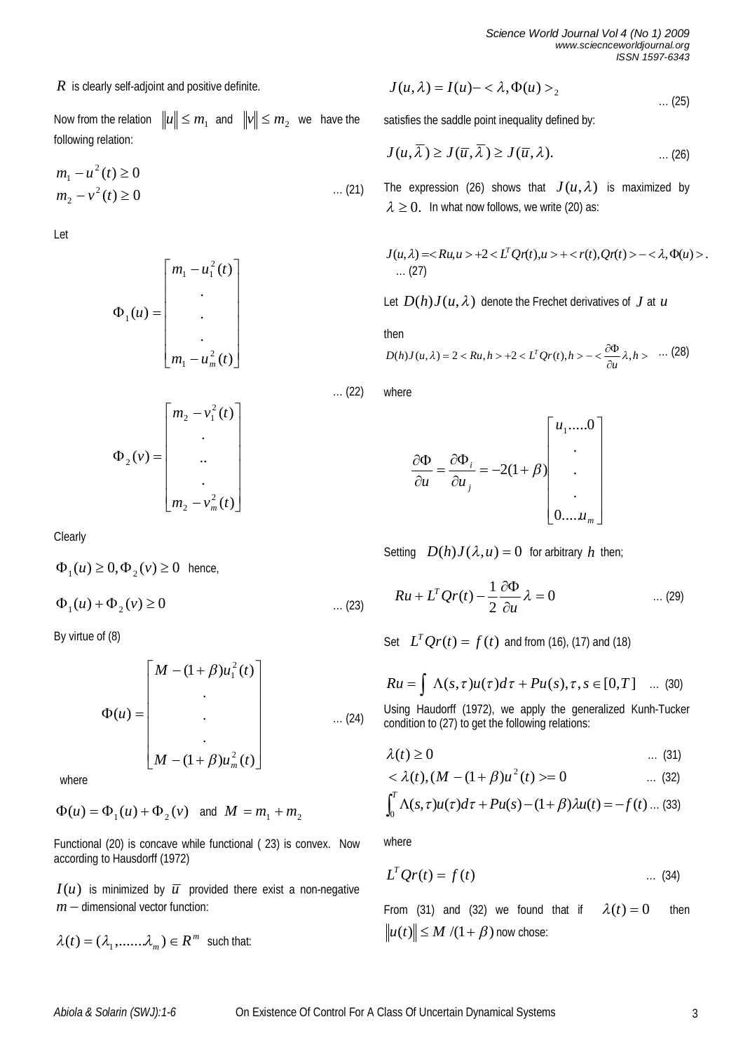$R$ is clearly self-adjoint and positive definite.

Now from the relation $\|u\| \le m_1$ and $\|v\| \le m_2$ we have the following relation:

$$m_1 - u^2(t) \ge 0$$
$$m_2 - v^2(t) \ge 0 \qquad \text{… (21)}$$

Let

$$\Phi_1(u) = \begin{bmatrix} m_1 - u_1^2(t) \\ . \\ . \\ . \\ m_1 - u_m^2(t) \end{bmatrix}$$

… (22)

$$\Phi_2(v) = \begin{bmatrix} m_2 - v_1^2(t) \\ . \\ .. \\ . \\ m_2 - v_m^2(t) \end{bmatrix}$$

Clearly

$\Phi_1(u) \ge 0, \Phi_2(v) \ge 0$ hence,

$$\Phi_1(u) + \Phi_2(v) \ge 0 \qquad \text{… (23)}$$

By virtue of (8)

$$\Phi(u) = \begin{bmatrix} M - (1+\beta)u_1^2(t) \\ . \\ . \\ . \\ M - (1+\beta)u_m^2(t) \end{bmatrix} \qquad \text{… (24)}$$

where

$\Phi(u) = \Phi_1(u) + \Phi_2(v)$ and $M = m_1 + m_2$

Functional (20) is concave while functional ( 23) is convex. Now according to Hausdorff (1972)

$I(u)$ is minimized by $\bar{u}$ provided there exist a non-negative $m-$ dimensional vector function:

$\lambda(t) = (\lambda_1, ......\lambda_m) \in R^m$ such that:

$$J(u,\lambda) = I(u) - <\lambda, \Phi(u)>_2 \qquad \text{… (25)}$$

satisfies the saddle point inequality defined by:

$$J(u,\bar{\lambda}) \ge J(\bar{u},\bar{\lambda}) \ge J(\bar{u},\lambda). \qquad \text{… (26)}$$

The expression (26) shows that $J(u,\lambda)$ is maximized by $\lambda \ge 0.$ In what now follows, we write (20) as:

$$J(u,\lambda) = <Ru,u> + 2<L^T Qr(t),u> + <r(t),Qr(t)> - <\lambda,\Phi(u)>. \qquad \text{… (27)}$$

Let $D(h)J(u,\lambda)$ denote the Frechet derivatives of $J$ at $u$

then

$$D(h)J(u,\lambda) = 2<Ru,h> + 2<L^T Qr(t),h> - <\frac{\partial \Phi}{\partial u}\lambda, h> \qquad \text{… (28)}$$

where

$$\frac{\partial \Phi}{\partial u} = \frac{\partial \Phi_i}{\partial u_j} = -2(1+\beta)\begin{bmatrix} u_1.....0 \\ . \\ . \\ . \\ 0....u_m \end{bmatrix}$$

Setting $D(h)J(\lambda,u) = 0$ for arbitrary $h$ then;

$$Ru + L^T Qr(t) - \frac{1}{2}\frac{\partial \Phi}{\partial u}\lambda = 0 \qquad \text{… (29)}$$

Set $L^T Qr(t) = f(t)$ and from (16), (17) and (18)

$$Ru = \int \Lambda(s,\tau)u(\tau)d\tau + Pu(s), \tau, s \in [0,T] \qquad \text{… (30)}$$

Using Haudorff (1972), we apply the generalized Kunh-Tucker condition to (27) to get the following relations:

$$\lambda(t) \ge 0 \qquad \text{… (31)}$$
$$<\lambda(t), (M - (1+\beta)u^2(t)> = 0 \qquad \text{… (32)}$$
$$\int_0^T \Lambda(s,\tau)u(\tau)d\tau + Pu(s) - (1+\beta)\lambda u(t) = -f(t) \qquad \text{… (33)}$$

where

$$L^T Qr(t) = f(t) \qquad \text{… (34)}$$

From (31) and (32) we found that if $\lambda(t) = 0$ then $\|u(t)\| \le M/(1+\beta)$ now chose: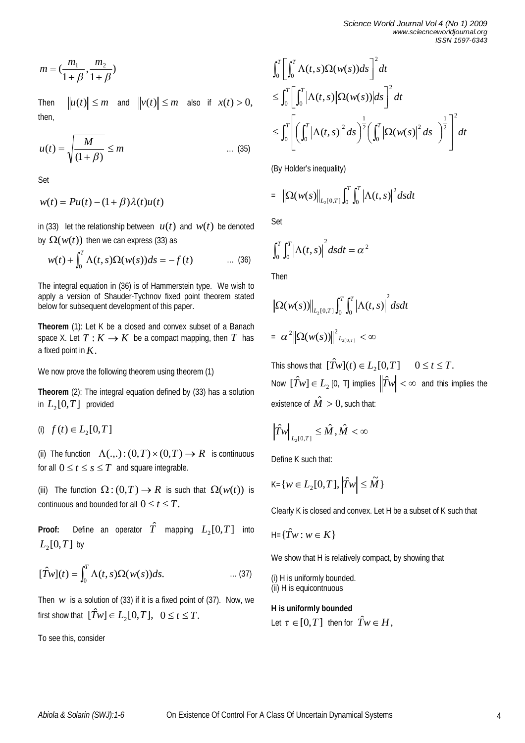$$m = (\frac{m_1}{1+\beta}, \frac{m_2}{1+\beta})$$

Then $\|u(t)\| \le m$ and $\|v(t)\| \le m$ also if $x(t) > 0,$ then,

$$u(t) = \sqrt{\frac{M}{(1+\beta)}} \le m \qquad \text{... (35)}$$

Set

$$w(t) = Pu(t) - (1+\beta)\lambda(t)u(t)$$

in (33) let the relationship between $u(t)$ and $w(t)$ be denoted by $\Omega(w(t))$ then we can express (33) as

$$w(t) + \int_0^T \Lambda(t,s)\Omega(w(s))ds = -f(t) \qquad \text{... (36)}$$

The integral equation in (36) is of Hammerstein type. We wish to apply a version of Shauder-Tychnov fixed point theorem stated below for subsequent development of this paper.

**Theorem** (1): Let K be a closed and convex subset of a Banach space X. Let $T: K \to K$ be a compact mapping, then $T$ has a fixed point in $K.$

We now prove the following theorem using theorem (1)

**Theorem** (2): The integral equation defined by (33) has a solution in $L_2[0,T]$ provided

(i) $f(t) \in L_2[0,T]$

(ii) The function $\Lambda(.,.) : (0,T)\times(0,T) \to R$ is continuous for all $0 \le t \le s \le T$ and square integrable.

(iii) The function $\Omega : (0,T) \to R$ is such that $\Omega(w(t))$ is continuous and bounded for all $0 \le t \le T.$

**Proof:** Define an operator $\hat{T}$ mapping $L_2[0,T]$ into $L_2[0,T]$ by

$$[\hat{T}w](t) = \int_0^T \Lambda(t,s)\Omega(w(s))ds. \qquad \text{... (37)}$$

Then $w$ is a solution of (33) if it is a fixed point of (37). Now, we first show that $[\hat{T}w] \in L_2[0,T], \quad 0 \le t \le T.$

To see this, consider

$$\int_0^T \left[\int_0^T \Lambda(t,s)\Omega(w(s))ds\right]^2 dt$$
$$\le \int_0^T \left[\int_0^T |\Lambda(t,s)||\Omega(w(s))|ds\right]^2 dt$$
$$\le \int_0^T \left[\left(\int_0^T |\Lambda(t,s)|^2 ds\right)^{\frac{1}{2}}\left(\int_0^T |\Omega(w(s)|^2 ds\right)^{\frac{1}{2}}\right]^2 dt$$

(By Holder's inequality)

$$= \|\Omega(w(s)\|_{L_2[0,T]} \int_0^T \int_0^T |\Lambda(t,s)|^2 dsdt$$

Set

$$\int_0^T \int_0^T |\Lambda(t,s)|^2 dsdt = \alpha^2$$

Then

$$\|\Omega(w(s))\|_{L_2[0,T]} \int_0^T \int_0^T |\Lambda(t,s)|^2 dsdt$$

$$= \alpha^2 \|\Omega(w(s))\|^2_{L_{2[0,T]}} < \infty$$

This shows that $[\hat{T}w](t) \in L_2[0,T] \quad 0 \le t \le T.$

Now $[\hat{T}w] \in L_2$ [0, T] implies $\|\hat{T}w\| < \infty$ and this implies the existence of $\hat{M} > 0,$ such that:

$$\|\hat{T}w\|_{L_2[0,T]} \le \hat{M}, \hat{M} < \infty$$

Define K such that:

K=$\{w \in L_2[0,T], \|\hat{T}w\| \le \widetilde{M}\}$

Clearly K is closed and convex. Let H be a subset of K such that

H=$\{\hat{T}w : w \in K\}$

We show that H is relatively compact, by showing that

(i) H is uniformly bounded.
(ii) H is equicontnuous

**H is uniformly bounded**

Let $\tau \in [0,T]$ then for $\hat{T}w \in H,$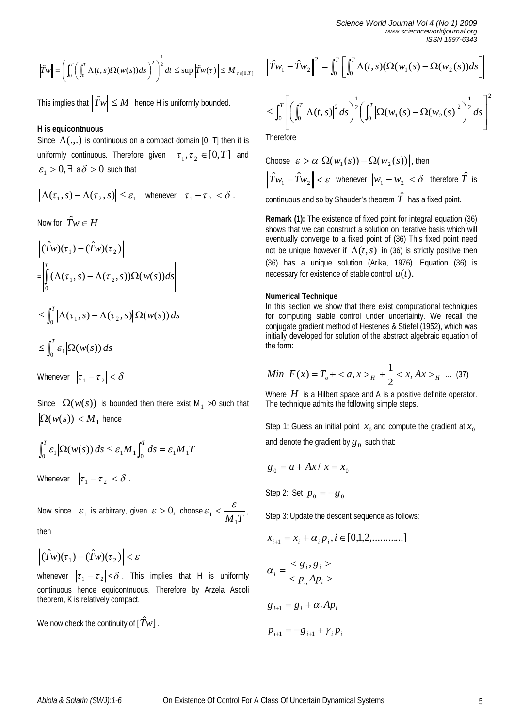$$\left\|\hat{T}w\right\| = \left( \int_0^T \left( \int_0^T \Lambda(t,s)\Omega(w(s))ds \right)^2 \right)^{\frac{1}{2}} dt \le \sup\left\|\hat{T}w(\tau)\right\| \le M_{\tau\in[0,T]}$$

This implies that $\left\|\hat{T}w\right\| \le M$ hence H is uniformly bounded.

**H is equicontnuous**

Since $\Lambda(.,.)$ is continuous on a compact domain [0, T] then it is uniformly continuous. Therefore given $\tau_1, \tau_2 \in [0,T]$ and $\varepsilon_1 > 0, \exists$ a $\delta > 0$ such that

$$\left\|\Lambda(\tau_1, s) - \Lambda(\tau_2, s)\right\| \le \varepsilon_1 \quad \text{whenever} \quad |\tau_1 - \tau_2| < \delta .$$

Now for $\hat{T}w \in H$

$$\left\|(\hat{T}w)(\tau_1) - (\hat{T}w)(\tau_2)\right\|$$

$$= \left| \int_0^T (\Lambda(\tau_1, s) - \Lambda(\tau_2, s))\Omega(w(s))ds \right|$$

$$\le \int_0^T \left|\Lambda(\tau_1, s) - \Lambda(\tau_2, s)\right| \left|\Omega(w(s))\right| ds$$

$$\le \int_0^T \varepsilon_1 \left|\Omega(w(s))\right| ds$$

Whenever $|\tau_1 - \tau_2| < \delta$

Since $\Omega(w(s))$ is bounded then there exist $M_1 > 0$ such that $|\Omega(w(s))| < M_1$ hence

$$\int_0^T \varepsilon_1 \left|\Omega(w(s))\right| ds \le \varepsilon_1 M_1 \int_0^T ds = \varepsilon_1 M_1 T$$

Whenever $|\tau_1 - \tau_2| < \delta$ .

Now since $\varepsilon_1$ is arbitrary, given $\varepsilon > 0,$ choose $\varepsilon_1 < \dfrac{\varepsilon}{M_1 T}$ , then

$$\left\|(\hat{T}w)(\tau_1) - (\hat{T}w)(\tau_2)\right\| < \varepsilon$$

whenever $|\tau_1 - \tau_2| < \delta$ . This implies that H is uniformly continuous hence equicontnuous. Therefore by Arzela Ascoli theorem, K is relatively compact.

We now check the continuity of $[\hat{T}w]$ .

$$\left\|\hat{T}w_1 - \hat{T}w_2\right\|^2 = \int_0^T \left| \left[ \int_0^T \Lambda(t,s)(\Omega(w_1(s) - \Omega(w_2(s))ds \right] \right|$$

$$\le \int_0^T \left[ \left( \int_0^T \left|\Lambda(t,s)\right|^2 ds \right)^{\frac{1}{2}} \left( \int_0^T \left|\Omega(w_1(s) - \Omega(w_2(s)\right|^2 \right)^{\frac{1}{2}} ds \right]^2$$

Therefore

Choose $\varepsilon > \alpha \left\|\Omega(w_1(s)) - \Omega(w_2(s))\right\|$ , then $\left\|\hat{T}w_1 - \hat{T}w_2\right\| < \varepsilon$ whenever $|w_1 - w_2| < \delta$ therefore $\hat{T}$ is continuous and so by Shauder's theorem $\hat{T}$ has a fixed point.

**Remark (1):** The existence of fixed point for integral equation (36) shows that we can construct a solution on iterative basis which will eventually converge to a fixed point of (36) This fixed point need not be unique however if $\Lambda(t,s)$ in (36) is strictly positive then (36) has a unique solution (Arika, 1976). Equation (36) is necessary for existence of stable control $u(t)$.

**Numerical Technique**

In this section we show that there exist computational techniques for computing stable control under uncertainty. We recall the conjugate gradient method of Hestenes & Stiefel (1952), which was initially developed for solution of the abstract algebraic equation of the form:

$$Min \;\; F(x) = T_o + \langle a, x \rangle_H + \frac{1}{2} \langle x, Ax \rangle_H \; \ldots \; (37)$$

Where $H$ is a Hilbert space and A is a positive definite operator. The technique admits the following simple steps.

Step 1: Guess an initial point $x_0$ and compute the gradient at $x_0$ and denote the gradient by $g_0$ such that:

$$g_0 = a + Ax \,/\, x = x_0$$

Step 2: Set $p_0 = -g_0$

Step 3: Update the descent sequence as follows:

$$x_{i+1} = x_i + \alpha_i p_i, i \in [0,1,2,\ldots\ldots\ldots]$$

$$\alpha_i = \frac{\langle g_i, g_i \rangle}{\langle p_i, Ap_i \rangle}$$

$$g_{i+1} = g_i + \alpha_i A p_i$$

$$p_{i+1} = -g_{i+1} + \gamma_i p_i$$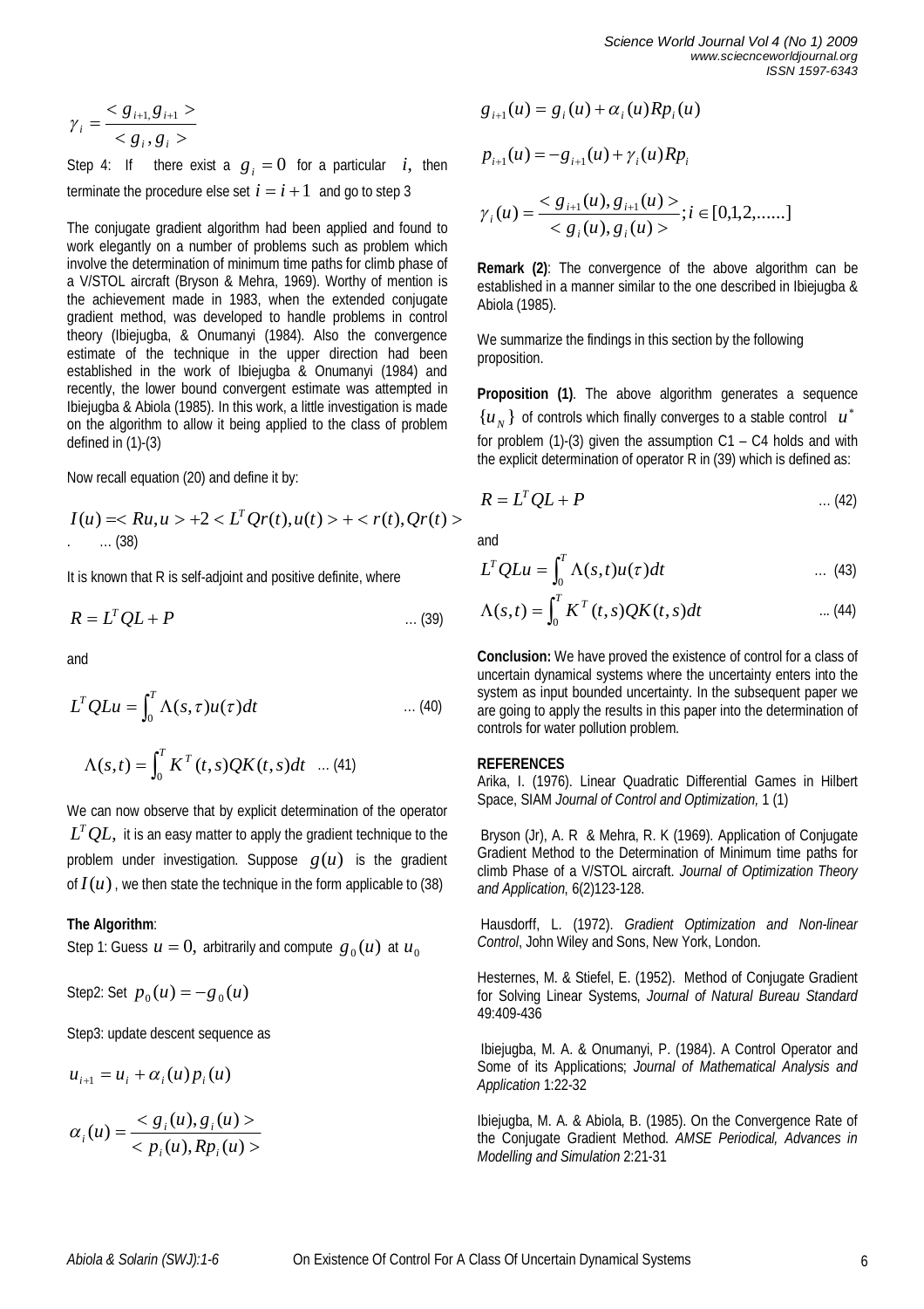$$\gamma_i = \frac{< g_{i+1,} g_{i+1} >}{< g_i, g_i >}$$

Step 4: If there exist a $g_i = 0$ for a particular $i$, then terminate the procedure else set $i = i + 1$ and go to step 3

The conjugate gradient algorithm had been applied and found to work elegantly on a number of problems such as problem which involve the determination of minimum time paths for climb phase of a V/STOL aircraft (Bryson & Mehra, 1969). Worthy of mention is the achievement made in 1983, when the extended conjugate gradient method, was developed to handle problems in control theory (Ibiejugba, & Onumanyi (1984). Also the convergence estimate of the technique in the upper direction had been established in the work of Ibiejugba & Onumanyi (1984) and recently, the lower bound convergent estimate was attempted in Ibiejugba & Abiola (1985). In this work, a little investigation is made on the algorithm to allow it being applied to the class of problem defined in (1)-(3)

Now recall equation (20) and define it by:

$$I(u) = < Ru, u > + 2 < L^T Qr(t), u(t) > + < r(t), Qr(t) > \quad \text{. } \ldots (38)$$

It is known that R is self-adjoint and positive definite, where

$$R = L^T QL + P \quad \ldots (39)$$

and

$$L^T QLu = \int_0^T \Lambda(s, \tau) u(\tau) dt \quad \ldots (40)$$

$$\Lambda(s,t) = \int_0^T K^T(t,s) QK(t,s) dt \quad \ldots (41)$$

We can now observe that by explicit determination of the operator $L^T QL$, it is an easy matter to apply the gradient technique to the problem under investigation. Suppose $g(u)$ is the gradient of $I(u)$, we then state the technique in the form applicable to (38)

**The Algorithm**:

Step 1: Guess $u = 0$, arbitrarily and compute $g_0(u)$ at $u_0$

Step2: Set $p_0(u) = -g_0(u)$

Step3: update descent sequence as

$$u_{i+1} = u_i + \alpha_i(u) p_i(u)$$

$$\alpha_i(u) = \frac{< g_i(u), g_i(u) >}{< p_i(u), Rp_i(u) >}$$

$$g_{i+1}(u) = g_i(u) + \alpha_i(u) Rp_i(u)$$

$$p_{i+1}(u) = -g_{i+1}(u) + \gamma_i(u) Rp_i$$

$$\gamma_i(u) = \frac{< g_{i+1}(u), g_{i+1}(u) >}{< g_i(u), g_i(u) >}; i \in [0,1,2, \ldots\ldots]$$

**Remark (2)**: The convergence of the above algorithm can be established in a manner similar to the one described in Ibiejugba & Abiola (1985).

We summarize the findings in this section by the following proposition.

**Proposition (1)**. The above algorithm generates a sequence $\{u_N\}$ of controls which finally converges to a stable control $u^*$ for problem (1)-(3) given the assumption C1 – C4 holds and with the explicit determination of operator R in (39) which is defined as:

$$R = L^T QL + P \quad \ldots (42)$$

and

$$L^T QLu = \int_0^T \Lambda(s,t) u(\tau) dt \quad \ldots (43)$$

$$\Lambda(s,t) = \int_0^T K^T(t,s) QK(t,s) dt \quad \ldots (44)$$

**Conclusion:** We have proved the existence of control for a class of uncertain dynamical systems where the uncertainty enters into the system as input bounded uncertainty. In the subsequent paper we are going to apply the results in this paper into the determination of controls for water pollution problem.

## REFERENCES

Arika, I. (1976). Linear Quadratic Differential Games in Hilbert Space, SIAM *Journal of Control and Optimization,* 1 (1)

Bryson (Jr), A. R & Mehra, R. K (1969). Application of Conjugate Gradient Method to the Determination of Minimum time paths for climb Phase of a V/STOL aircraft. *Journal of Optimization Theory and Application*, 6(2)123-128.

Hausdorff, L. (1972). *Gradient Optimization and Non-linear Control*, John Wiley and Sons, New York, London.

Hesternes, M. & Stiefel, E. (1952). Method of Conjugate Gradient for Solving Linear Systems, *Journal of Natural Bureau Standard* 49:409-436

Ibiejugba, M. A. & Onumanyi, P. (1984). A Control Operator and Some of its Applications; *Journal of Mathematical Analysis and Application* 1:22-32

Ibiejugba, M. A. & Abiola, B. (1985). On the Convergence Rate of the Conjugate Gradient Method. *AMSE Periodical, Advances in Modelling and Simulation* 2:21-31